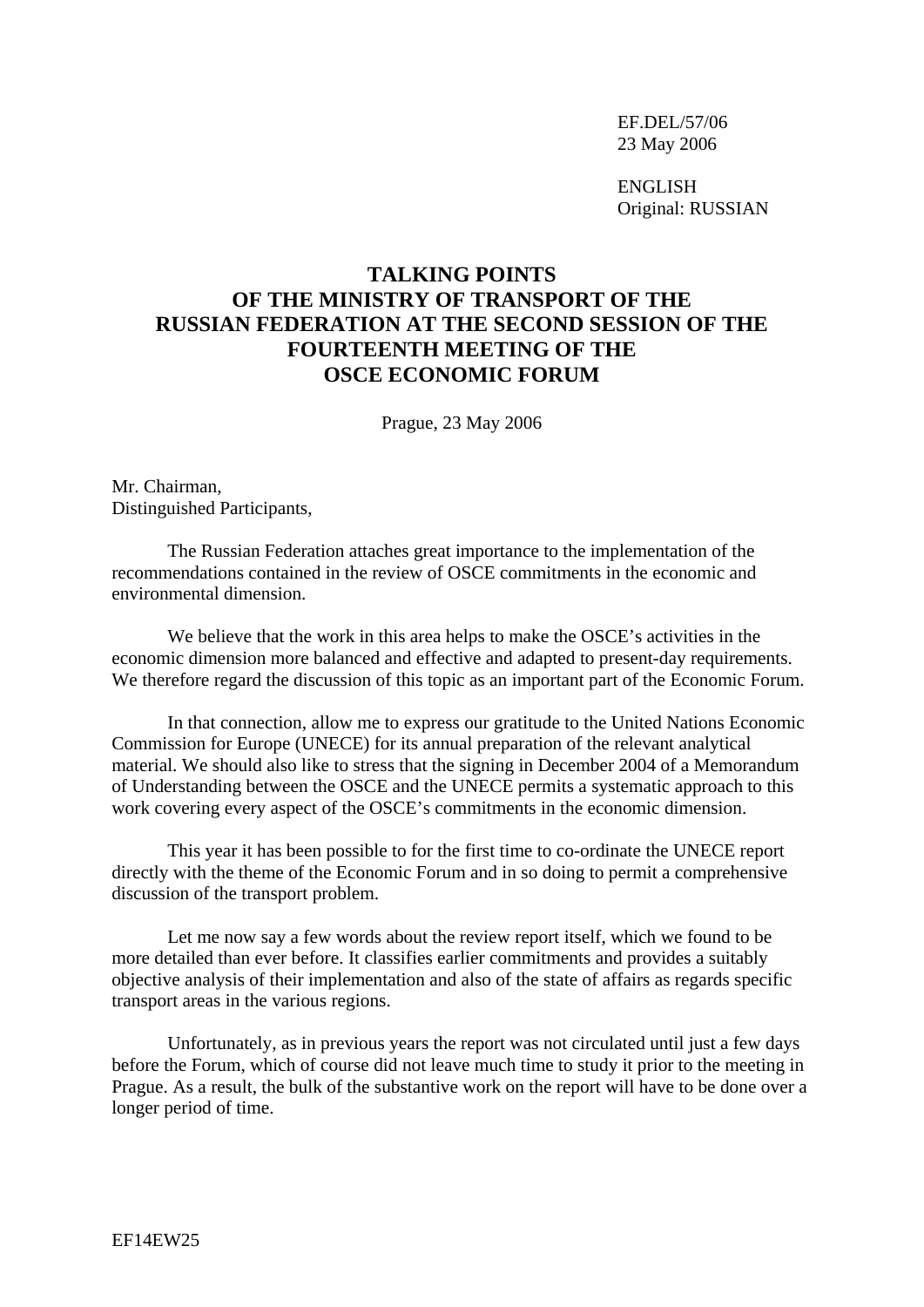EF.DEL/57/06
23 May 2006

ENGLISH
Original: RUSSIAN

# TALKING POINTS OF THE MINISTRY OF TRANSPORT OF THE RUSSIAN FEDERATION AT THE SECOND SESSION OF THE FOURTEENTH MEETING OF THE OSCE ECONOMIC FORUM

Prague, 23 May 2006

Mr. Chairman,
Distinguished Participants,

The Russian Federation attaches great importance to the implementation of the recommendations contained in the review of OSCE commitments in the economic and environmental dimension.

We believe that the work in this area helps to make the OSCE's activities in the economic dimension more balanced and effective and adapted to present-day requirements. We therefore regard the discussion of this topic as an important part of the Economic Forum.

In that connection, allow me to express our gratitude to the United Nations Economic Commission for Europe (UNECE) for its annual preparation of the relevant analytical material. We should also like to stress that the signing in December 2004 of a Memorandum of Understanding between the OSCE and the UNECE permits a systematic approach to this work covering every aspect of the OSCE's commitments in the economic dimension.

This year it has been possible to for the first time to co-ordinate the UNECE report directly with the theme of the Economic Forum and in so doing to permit a comprehensive discussion of the transport problem.

Let me now say a few words about the review report itself, which we found to be more detailed than ever before. It classifies earlier commitments and provides a suitably objective analysis of their implementation and also of the state of affairs as regards specific transport areas in the various regions.

Unfortunately, as in previous years the report was not circulated until just a few days before the Forum, which of course did not leave much time to study it prior to the meeting in Prague. As a result, the bulk of the substantive work on the report will have to be done over a longer period of time.

EF14EW25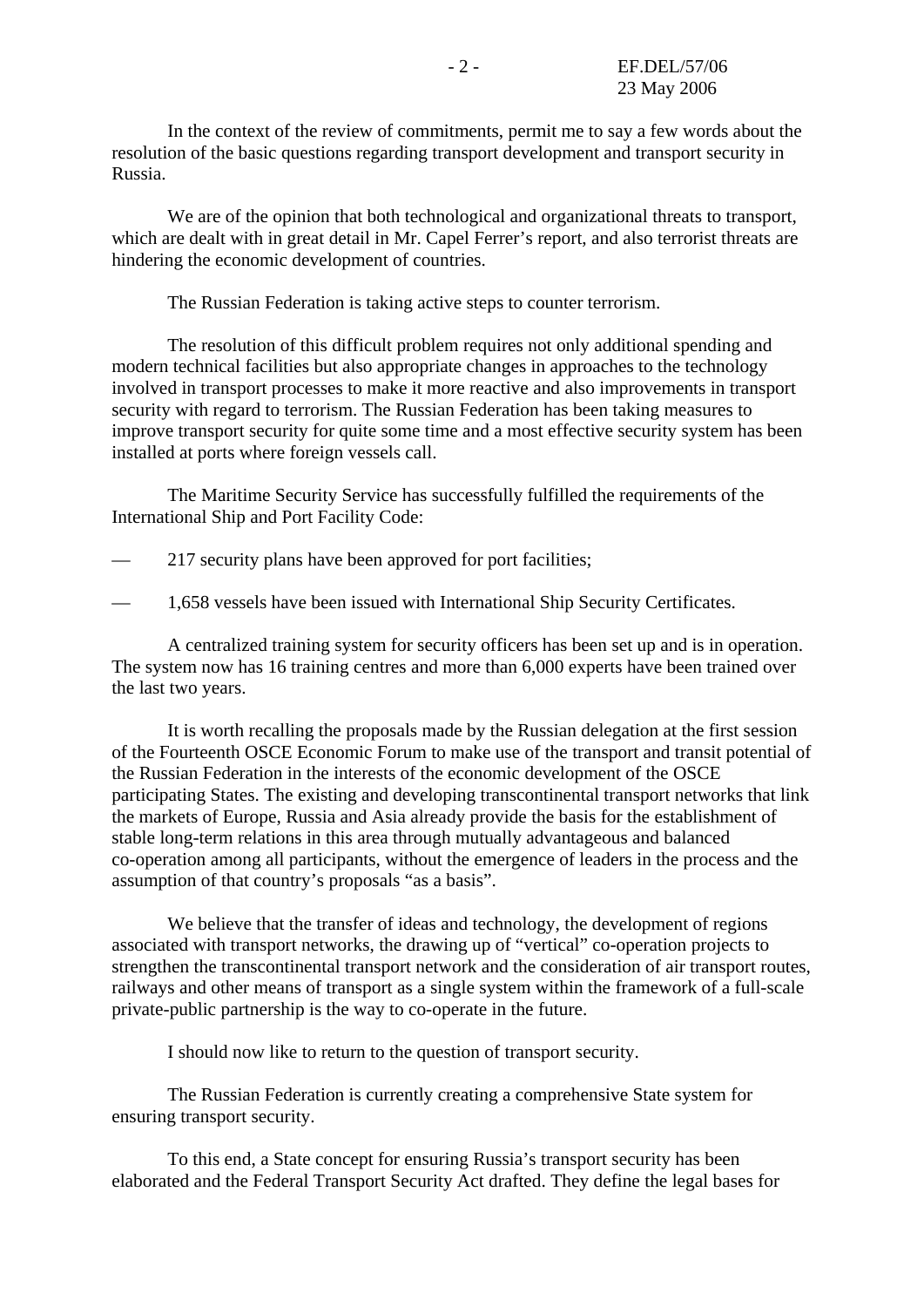In the context of the review of commitments, permit me to say a few words about the resolution of the basic questions regarding transport development and transport security in Russia.

We are of the opinion that both technological and organizational threats to transport, which are dealt with in great detail in Mr. Capel Ferrer's report, and also terrorist threats are hindering the economic development of countries.

The Russian Federation is taking active steps to counter terrorism.

The resolution of this difficult problem requires not only additional spending and modern technical facilities but also appropriate changes in approaches to the technology involved in transport processes to make it more reactive and also improvements in transport security with regard to terrorism. The Russian Federation has been taking measures to improve transport security for quite some time and a most effective security system has been installed at ports where foreign vessels call.

The Maritime Security Service has successfully fulfilled the requirements of the International Ship and Port Facility Code:

— 217 security plans have been approved for port facilities;

— 1,658 vessels have been issued with International Ship Security Certificates.

A centralized training system for security officers has been set up and is in operation. The system now has 16 training centres and more than 6,000 experts have been trained over the last two years.

It is worth recalling the proposals made by the Russian delegation at the first session of the Fourteenth OSCE Economic Forum to make use of the transport and transit potential of the Russian Federation in the interests of the economic development of the OSCE participating States. The existing and developing transcontinental transport networks that link the markets of Europe, Russia and Asia already provide the basis for the establishment of stable long-term relations in this area through mutually advantageous and balanced co-operation among all participants, without the emergence of leaders in the process and the assumption of that country's proposals "as a basis".

We believe that the transfer of ideas and technology, the development of regions associated with transport networks, the drawing up of "vertical" co-operation projects to strengthen the transcontinental transport network and the consideration of air transport routes, railways and other means of transport as a single system within the framework of a full-scale private-public partnership is the way to co-operate in the future.

I should now like to return to the question of transport security.

The Russian Federation is currently creating a comprehensive State system for ensuring transport security.

To this end, a State concept for ensuring Russia's transport security has been elaborated and the Federal Transport Security Act drafted. They define the legal bases for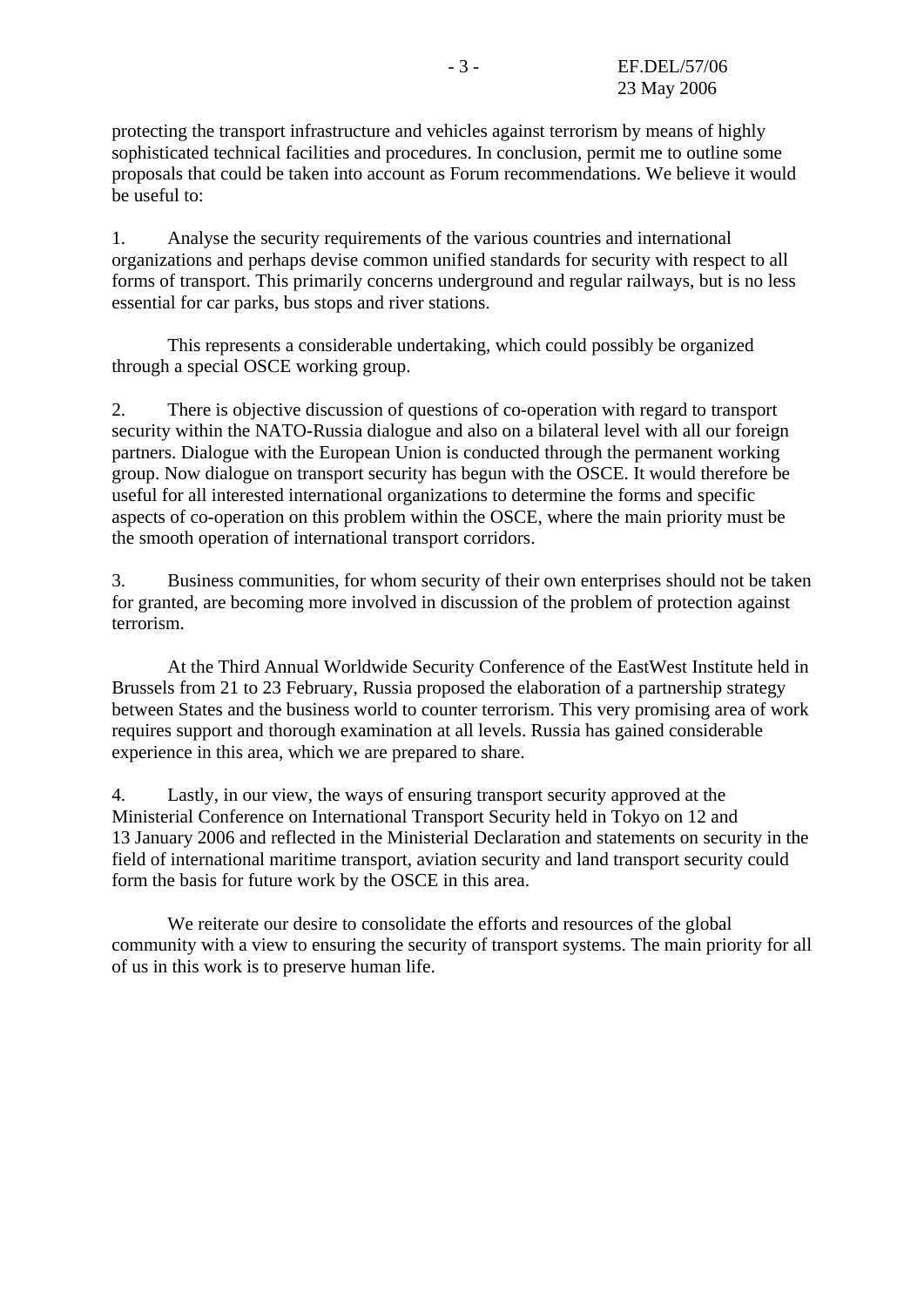protecting the transport infrastructure and vehicles against terrorism by means of highly sophisticated technical facilities and procedures. In conclusion, permit me to outline some proposals that could be taken into account as Forum recommendations. We believe it would be useful to:

1. Analyse the security requirements of the various countries and international organizations and perhaps devise common unified standards for security with respect to all forms of transport. This primarily concerns underground and regular railways, but is no less essential for car parks, bus stops and river stations.

   This represents a considerable undertaking, which could possibly be organized through a special OSCE working group.

2. There is objective discussion of questions of co-operation with regard to transport security within the NATO-Russia dialogue and also on a bilateral level with all our foreign partners. Dialogue with the European Union is conducted through the permanent working group. Now dialogue on transport security has begun with the OSCE. It would therefore be useful for all interested international organizations to determine the forms and specific aspects of co-operation on this problem within the OSCE, where the main priority must be the smooth operation of international transport corridors.

3. Business communities, for whom security of their own enterprises should not be taken for granted, are becoming more involved in discussion of the problem of protection against terrorism.

   At the Third Annual Worldwide Security Conference of the EastWest Institute held in Brussels from 21 to 23 February, Russia proposed the elaboration of a partnership strategy between States and the business world to counter terrorism. This very promising area of work requires support and thorough examination at all levels. Russia has gained considerable experience in this area, which we are prepared to share.

4. Lastly, in our view, the ways of ensuring transport security approved at the Ministerial Conference on International Transport Security held in Tokyo on 12 and 13 January 2006 and reflected in the Ministerial Declaration and statements on security in the field of international maritime transport, aviation security and land transport security could form the basis for future work by the OSCE in this area.

We reiterate our desire to consolidate the efforts and resources of the global community with a view to ensuring the security of transport systems. The main priority for all of us in this work is to preserve human life.